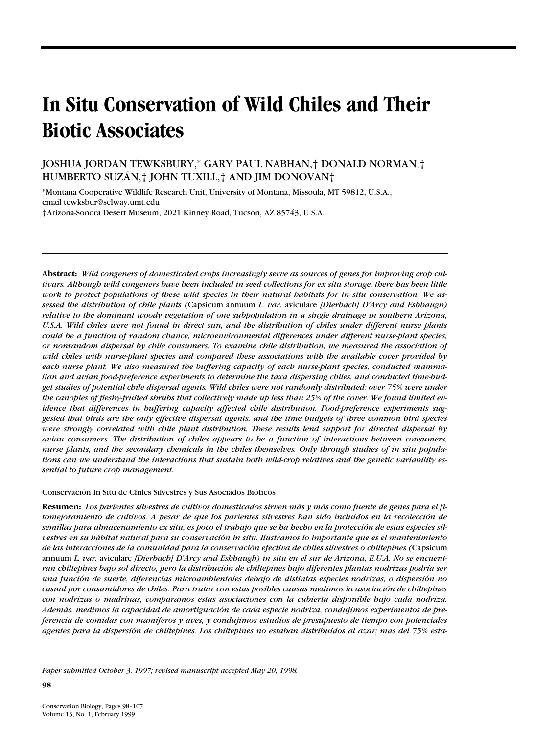# In Situ Conservation of Wild Chiles and Their Biotic Associates

JOSHUA JORDAN TEWKSBURY,* GARY PAUL NABHAN,† DONALD NORMAN,† HUMBERTO SUZÁN,† JOHN TUXILL,† AND JIM DONOVAN†

*Montana Cooperative Wildlife Research Unit, University of Montana, Missoula, MT 59812, U.S.A., email tewksbur@selway.umt.edu

†Arizona-Sonora Desert Museum, 2021 Kinney Road, Tucson, AZ 85743, U.S.A.

**Abstract:** *Wild congeners of domesticated crops increasingly serve as sources of genes for improving crop cultivars. Although wild congeners have been included in seed collections for ex situ storage, there has been little work to protect populations of these wild species in their natural habitats for in situ conservation. We assessed the distribution of chile plants (*Capsicum annuum *L. var.* aviculare *[Dierbach] D'Arcy and Eshbaugh) relative to the dominant woody vegetation of one subpopulation in a single drainage in southern Arizona, U.S.A. Wild chiles were not found in direct sun, and the distribution of chiles under different nurse plants could be a function of random chance, microenvironmental differences under different nurse-plant species, or nonrandom dispersal by chile consumers. To examine chile distribution, we measured the association of wild chiles with nurse-plant species and compared these associations with the available cover provided by each nurse plant. We also measured the buffering capacity of each nurse-plant species, conducted mammalian and avian food-preference experiments to determine the taxa dispersing chiles, and conducted time-budget studies of potential chile dispersal agents. Wild chiles were not randomly distributed: over 75% were under the canopies of fleshy-fruited shrubs that collectively made up less than 25% of the cover. We found limited evidence that differences in buffering capacity affected chile distribution. Food-preference experiments suggested that birds are the only effective dispersal agents, and the time budgets of three common bird species were strongly correlated with chile plant distribution. These results lend support for directed dispersal by avian consumers. The distribution of chiles appears to be a function of interactions between consumers, nurse plants, and the secondary chemicals in the chiles themselves. Only through studies of in situ populations can we understand the interactions that sustain both wild-crop relatives and the genetic variability essential to future crop management.*

Conservación In Situ de Chiles Silvestres y Sus Asociados Bióticos

**Resumen:** *Los parientes silvestres de cultivos domesticados sirven más y más como fuente de genes para el fitomejoramiento de cultivos. A pesar de que los parientes silvestres han sido incluidos en la recolección de semillas para almacenamiento ex situ, es poco el trabajo que se ha hecho en la protección de estas especies silvestres en su hábitat natural para su conservación in situ. Ilustramos lo importante que es el mantenimiento de las interacciones de la comunidad para la conservación efectiva de chiles silvestres o chiltepines (*Capsicum annuum *L. var.* aviculare *[Dierbach] D'Arcy and Eshbaugh) in situ en el sur de Arizona, E.U.A. No se encuentran chiltepines bajo sol directo, pero la distribución de chiltepines bajo diferentes plantas nodrizas podría ser una función de suerte, diferencias microambientales debajo de distintas especies nodrizas, o dispersión no casual por consumidores de chiles. Para tratar con estas posibles causas medimos la asociación de chiltepines con nodrizas o madrinas, comparamos estas asociaciones con la cubierta disponible bajo cada nodriza. Además, medimos la capacidad de amortiguación de cada especie nodriza, condujimos experimentos de preferencia de comidas con mamíferos y aves, y condujimos estudios de presupuesto de tiempo con potenciales agentes para la dispersión de chiltepines. Los chiltepines no estaban distribuidos al azar; mas del 75% esta-*

*Paper submitted October 3, 1997; revised manuscript accepted May 20, 1998.*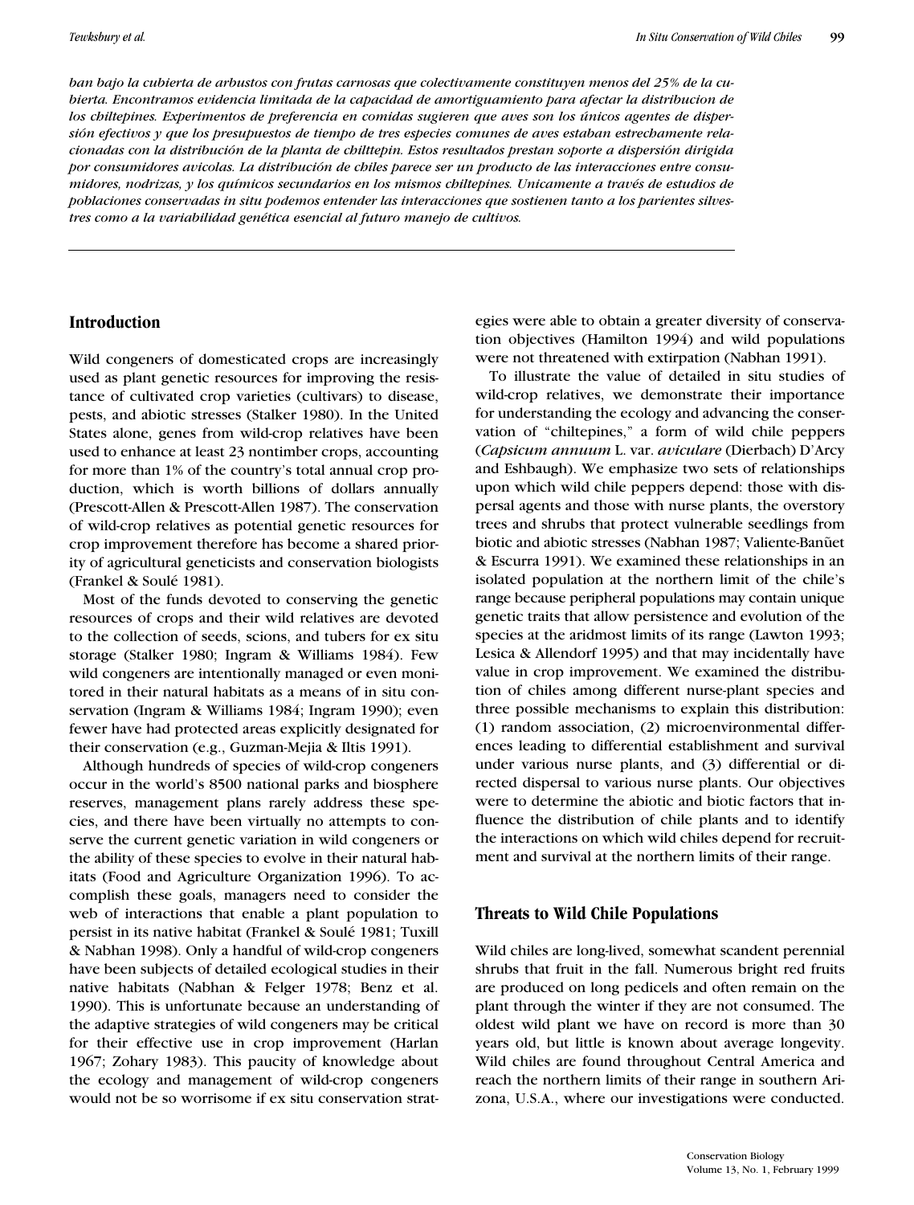*ban bajo la cubierta de arbustos con frutas carnosas que colectivamente constituyen menos del 25% de la cubierta. Encontramos evidencia limitada de la capacidad de amortiguamiento para afectar la distribucion de los chiltepines. Experimentos de preferencia en comidas sugieren que aves son los únicos agentes de dispersión efectivos y que los presupuestos de tiempo de tres especies comunes de aves estaban estrechamente relacionadas con la distribución de la planta de chilltepin. Estos resultados prestan soporte a dispersión dirigida por consumidores avicolas. La distribución de chiles parece ser un producto de las interacciones entre consumidores, nodrizas, y los químicos secundarios en los mismos chiltepines. Unicamente a través de estudios de poblaciones conservadas in situ podemos entender las interacciones que sostienen tanto a los parientes silvestres como a la variabilidad genética esencial al futuro manejo de cultivos.*

## Introduction

Wild congeners of domesticated crops are increasingly used as plant genetic resources for improving the resistance of cultivated crop varieties (cultivars) to disease, pests, and abiotic stresses (Stalker 1980). In the United States alone, genes from wild-crop relatives have been used to enhance at least 23 nontimber crops, accounting for more than 1% of the country's total annual crop production, which is worth billions of dollars annually (Prescott-Allen & Prescott-Allen 1987). The conservation of wild-crop relatives as potential genetic resources for crop improvement therefore has become a shared priority of agricultural geneticists and conservation biologists (Frankel & Soulé 1981).

Most of the funds devoted to conserving the genetic resources of crops and their wild relatives are devoted to the collection of seeds, scions, and tubers for ex situ storage (Stalker 1980; Ingram & Williams 1984). Few wild congeners are intentionally managed or even monitored in their natural habitats as a means of in situ conservation (Ingram & Williams 1984; Ingram 1990); even fewer have had protected areas explicitly designated for their conservation (e.g., Guzman-Mejia & Iltis 1991).

Although hundreds of species of wild-crop congeners occur in the world's 8500 national parks and biosphere reserves, management plans rarely address these species, and there have been virtually no attempts to conserve the current genetic variation in wild congeners or the ability of these species to evolve in their natural habitats (Food and Agriculture Organization 1996). To accomplish these goals, managers need to consider the web of interactions that enable a plant population to persist in its native habitat (Frankel & Soulé 1981; Tuxill & Nabhan 1998). Only a handful of wild-crop congeners have been subjects of detailed ecological studies in their native habitats (Nabhan & Felger 1978; Benz et al. 1990). This is unfortunate because an understanding of the adaptive strategies of wild congeners may be critical for their effective use in crop improvement (Harlan 1967; Zohary 1983). This paucity of knowledge about the ecology and management of wild-crop congeners would not be so worrisome if ex situ conservation strategies were able to obtain a greater diversity of conservation objectives (Hamilton 1994) and wild populations were not threatened with extirpation (Nabhan 1991).

To illustrate the value of detailed in situ studies of wild-crop relatives, we demonstrate their importance for understanding the ecology and advancing the conservation of "chiltepines," a form of wild chile peppers (*Capsicum annuum* L. var. *aviculare* (Dierbach) D'Arcy and Eshbaugh). We emphasize two sets of relationships upon which wild chile peppers depend: those with dispersal agents and those with nurse plants, the overstory trees and shrubs that protect vulnerable seedlings from biotic and abiotic stresses (Nabhan 1987; Valiente-Banũet & Escurra 1991). We examined these relationships in an isolated population at the northern limit of the chile's range because peripheral populations may contain unique genetic traits that allow persistence and evolution of the species at the aridmost limits of its range (Lawton 1993; Lesica & Allendorf 1995) and that may incidentally have value in crop improvement. We examined the distribution of chiles among different nurse-plant species and three possible mechanisms to explain this distribution: (1) random association, (2) microenvironmental differences leading to differential establishment and survival under various nurse plants, and (3) differential or directed dispersal to various nurse plants. Our objectives were to determine the abiotic and biotic factors that influence the distribution of chile plants and to identify the interactions on which wild chiles depend for recruitment and survival at the northern limits of their range.

## Threats to Wild Chile Populations

Wild chiles are long-lived, somewhat scandent perennial shrubs that fruit in the fall. Numerous bright red fruits are produced on long pedicels and often remain on the plant through the winter if they are not consumed. The oldest wild plant we have on record is more than 30 years old, but little is known about average longevity. Wild chiles are found throughout Central America and reach the northern limits of their range in southern Arizona, U.S.A., where our investigations were conducted.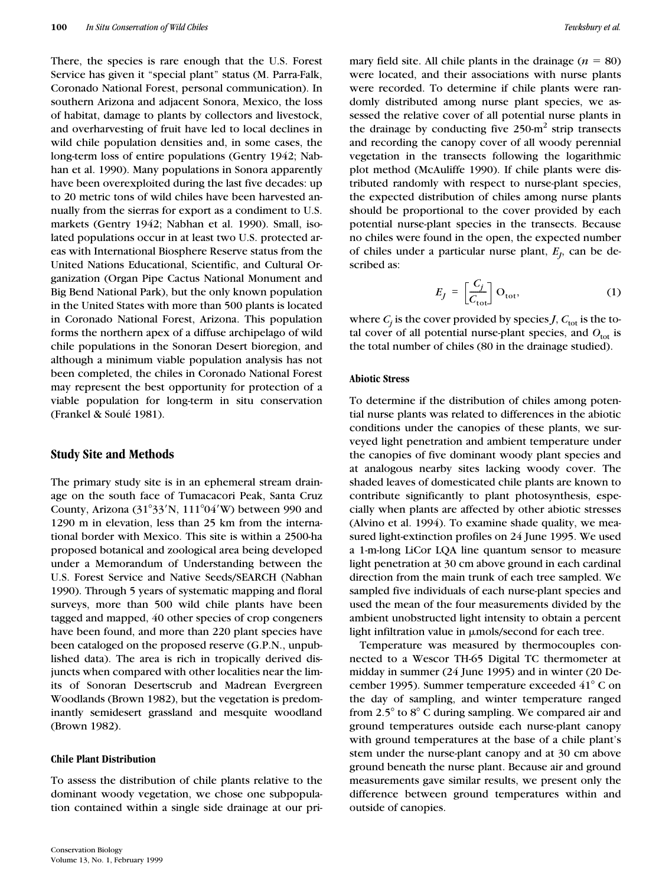There, the species is rare enough that the U.S. Forest Service has given it "special plant" status (M. Parra-Falk, Coronado National Forest, personal communication). In southern Arizona and adjacent Sonora, Mexico, the loss of habitat, damage to plants by collectors and livestock, and overharvesting of fruit have led to local declines in wild chile population densities and, in some cases, the long-term loss of entire populations (Gentry 1942; Nabhan et al. 1990). Many populations in Sonora apparently have been overexploited during the last five decades: up to 20 metric tons of wild chiles have been harvested annually from the sierras for export as a condiment to U.S. markets (Gentry 1942; Nabhan et al. 1990). Small, isolated populations occur in at least two U.S. protected areas with International Biosphere Reserve status from the United Nations Educational, Scientific, and Cultural Organization (Organ Pipe Cactus National Monument and Big Bend National Park), but the only known population in the United States with more than 500 plants is located in Coronado National Forest, Arizona. This population forms the northern apex of a diffuse archipelago of wild chile populations in the Sonoran Desert bioregion, and although a minimum viable population analysis has not been completed, the chiles in Coronado National Forest may represent the best opportunity for protection of a viable population for long-term in situ conservation (Frankel & Soulé 1981).

## Study Site and Methods

The primary study site is in an ephemeral stream drainage on the south face of Tumacacori Peak, Santa Cruz County, Arizona (31°33′N, 111°04′W) between 990 and 1290 m in elevation, less than 25 km from the international border with Mexico. This site is within a 2500-ha proposed botanical and zoological area being developed under a Memorandum of Understanding between the U.S. Forest Service and Native Seeds/SEARCH (Nabhan 1990). Through 5 years of systematic mapping and floral surveys, more than 500 wild chile plants have been tagged and mapped, 40 other species of crop congeners have been found, and more than 220 plant species have been cataloged on the proposed reserve (G.P.N., unpublished data). The area is rich in tropically derived disjuncts when compared with other localities near the limits of Sonoran Desertscrub and Madrean Evergreen Woodlands (Brown 1982), but the vegetation is predominantly semidesert grassland and mesquite woodland (Brown 1982).

### Chile Plant Distribution

To assess the distribution of chile plants relative to the dominant woody vegetation, we chose one subpopulation contained within a single side drainage at our primary field site. All chile plants in the drainage ($n = 80$) were located, and their associations with nurse plants were recorded. To determine if chile plants were randomly distributed among nurse plant species, we assessed the relative cover of all potential nurse plants in the drainage by conducting five 250-m$^2$ strip transects and recording the canopy cover of all woody perennial vegetation in the transects following the logarithmic plot method (McAuliffe 1990). If chile plants were distributed randomly with respect to nurse-plant species, the expected distribution of chiles among nurse plants should be proportional to the cover provided by each potential nurse-plant species in the transects. Because no chiles were found in the open, the expected number of chiles under a particular nurse plant, $E_J$, can be described as:

$$E_J = \left[\frac{C_j}{C_{\text{tot}}}\right] O_{\text{tot}}, \tag{1}$$

where $C_j$ is the cover provided by species $J$, $C_{\text{tot}}$ is the total cover of all potential nurse-plant species, and $O_{\text{tot}}$ is the total number of chiles (80 in the drainage studied).

### Abiotic Stress

To determine if the distribution of chiles among potential nurse plants was related to differences in the abiotic conditions under the canopies of these plants, we surveyed light penetration and ambient temperature under the canopies of five dominant woody plant species and at analogous nearby sites lacking woody cover. The shaded leaves of domesticated chile plants are known to contribute significantly to plant photosynthesis, especially when plants are affected by other abiotic stresses (Alvino et al. 1994). To examine shade quality, we measured light-extinction profiles on 24 June 1995. We used a 1-m-long LiCor LQA line quantum sensor to measure light penetration at 30 cm above ground in each cardinal direction from the main trunk of each tree sampled. We sampled five individuals of each nurse-plant species and used the mean of the four measurements divided by the ambient unobstructed light intensity to obtain a percent light infiltration value in μmols/second for each tree.

Temperature was measured by thermocouples connected to a Wescor TH-65 Digital TC thermometer at midday in summer (24 June 1995) and in winter (20 December 1995). Summer temperature exceeded 41° C on the day of sampling, and winter temperature ranged from 2.5° to 8° C during sampling. We compared air and ground temperatures outside each nurse-plant canopy with ground temperatures at the base of a chile plant's stem under the nurse-plant canopy and at 30 cm above ground beneath the nurse plant. Because air and ground measurements gave similar results, we present only the difference between ground temperatures within and outside of canopies.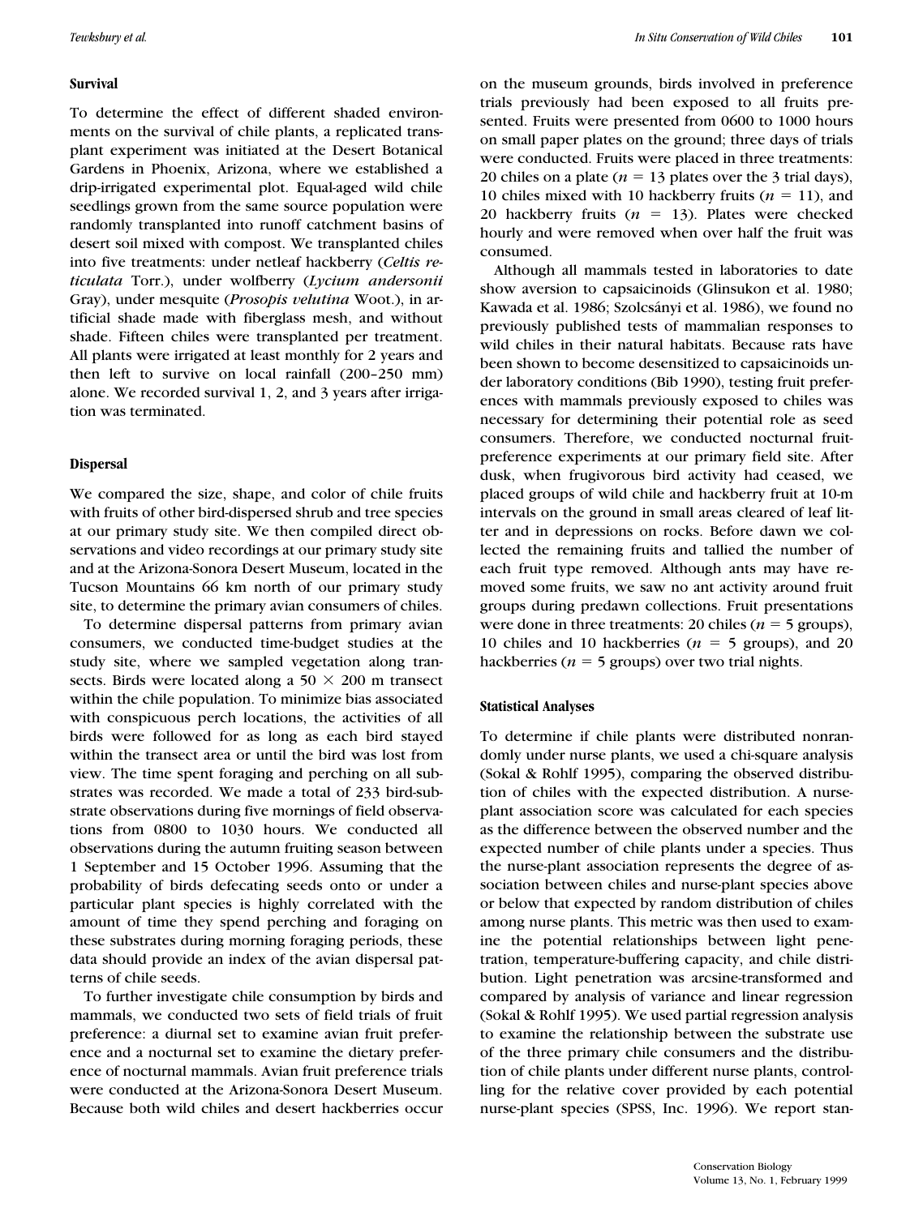### Survival

To determine the effect of different shaded environments on the survival of chile plants, a replicated transplant experiment was initiated at the Desert Botanical Gardens in Phoenix, Arizona, where we established a drip-irrigated experimental plot. Equal-aged wild chile seedlings grown from the same source population were randomly transplanted into runoff catchment basins of desert soil mixed with compost. We transplanted chiles into five treatments: under netleaf hackberry (*Celtis reticulata* Torr.), under wolfberry (*Lycium andersonii* Gray), under mesquite (*Prosopis velutina* Woot.), in artificial shade made with fiberglass mesh, and without shade. Fifteen chiles were transplanted per treatment. All plants were irrigated at least monthly for 2 years and then left to survive on local rainfall (200–250 mm) alone. We recorded survival 1, 2, and 3 years after irrigation was terminated.

### Dispersal

We compared the size, shape, and color of chile fruits with fruits of other bird-dispersed shrub and tree species at our primary study site. We then compiled direct observations and video recordings at our primary study site and at the Arizona-Sonora Desert Museum, located in the Tucson Mountains 66 km north of our primary study site, to determine the primary avian consumers of chiles.

To determine dispersal patterns from primary avian consumers, we conducted time-budget studies at the study site, where we sampled vegetation along transects. Birds were located along a 50 × 200 m transect within the chile population. To minimize bias associated with conspicuous perch locations, the activities of all birds were followed for as long as each bird stayed within the transect area or until the bird was lost from view. The time spent foraging and perching on all substrates was recorded. We made a total of 233 bird-substrate observations during five mornings of field observations from 0800 to 1030 hours. We conducted all observations during the autumn fruiting season between 1 September and 15 October 1996. Assuming that the probability of birds defecating seeds onto or under a particular plant species is highly correlated with the amount of time they spend perching and foraging on these substrates during morning foraging periods, these data should provide an index of the avian dispersal patterns of chile seeds.

To further investigate chile consumption by birds and mammals, we conducted two sets of field trials of fruit preference: a diurnal set to examine avian fruit preference and a nocturnal set to examine the dietary preference of nocturnal mammals. Avian fruit preference trials were conducted at the Arizona-Sonora Desert Museum. Because both wild chiles and desert hackberries occur on the museum grounds, birds involved in preference trials previously had been exposed to all fruits presented. Fruits were presented from 0600 to 1000 hours on small paper plates on the ground; three days of trials were conducted. Fruits were placed in three treatments: 20 chiles on a plate ($n = 13$ plates over the 3 trial days), 10 chiles mixed with 10 hackberry fruits ($n = 11$), and 20 hackberry fruits ($n = 13$). Plates were checked hourly and were removed when over half the fruit was consumed.

Although all mammals tested in laboratories to date show aversion to capsaicinoids (Glinsukon et al. 1980; Kawada et al. 1986; Szolcsányi et al. 1986), we found no previously published tests of mammalian responses to wild chiles in their natural habitats. Because rats have been shown to become desensitized to capsaicinoids under laboratory conditions (Bib 1990), testing fruit preferences with mammals previously exposed to chiles was necessary for determining their potential role as seed consumers. Therefore, we conducted nocturnal fruit-preference experiments at our primary field site. After dusk, when frugivorous bird activity had ceased, we placed groups of wild chile and hackberry fruit at 10-m intervals on the ground in small areas cleared of leaf litter and in depressions on rocks. Before dawn we collected the remaining fruits and tallied the number of each fruit type removed. Although ants may have removed some fruits, we saw no ant activity around fruit groups during predawn collections. Fruit presentations were done in three treatments: 20 chiles ($n = 5$ groups), 10 chiles and 10 hackberries ($n = 5$ groups), and 20 hackberries ($n = 5$ groups) over two trial nights.

### Statistical Analyses

To determine if chile plants were distributed nonrandomly under nurse plants, we used a chi-square analysis (Sokal & Rohlf 1995), comparing the observed distribution of chiles with the expected distribution. A nurse-plant association score was calculated for each species as the difference between the observed number and the expected number of chile plants under a species. Thus the nurse-plant association represents the degree of association between chiles and nurse-plant species above or below that expected by random distribution of chiles among nurse plants. This metric was then used to examine the potential relationships between light penetration, temperature-buffering capacity, and chile distribution. Light penetration was arcsine-transformed and compared by analysis of variance and linear regression (Sokal & Rohlf 1995). We used partial regression analysis to examine the relationship between the substrate use of the three primary chile consumers and the distribution of chile plants under different nurse plants, controlling for the relative cover provided by each potential nurse-plant species (SPSS, Inc. 1996). We report stan-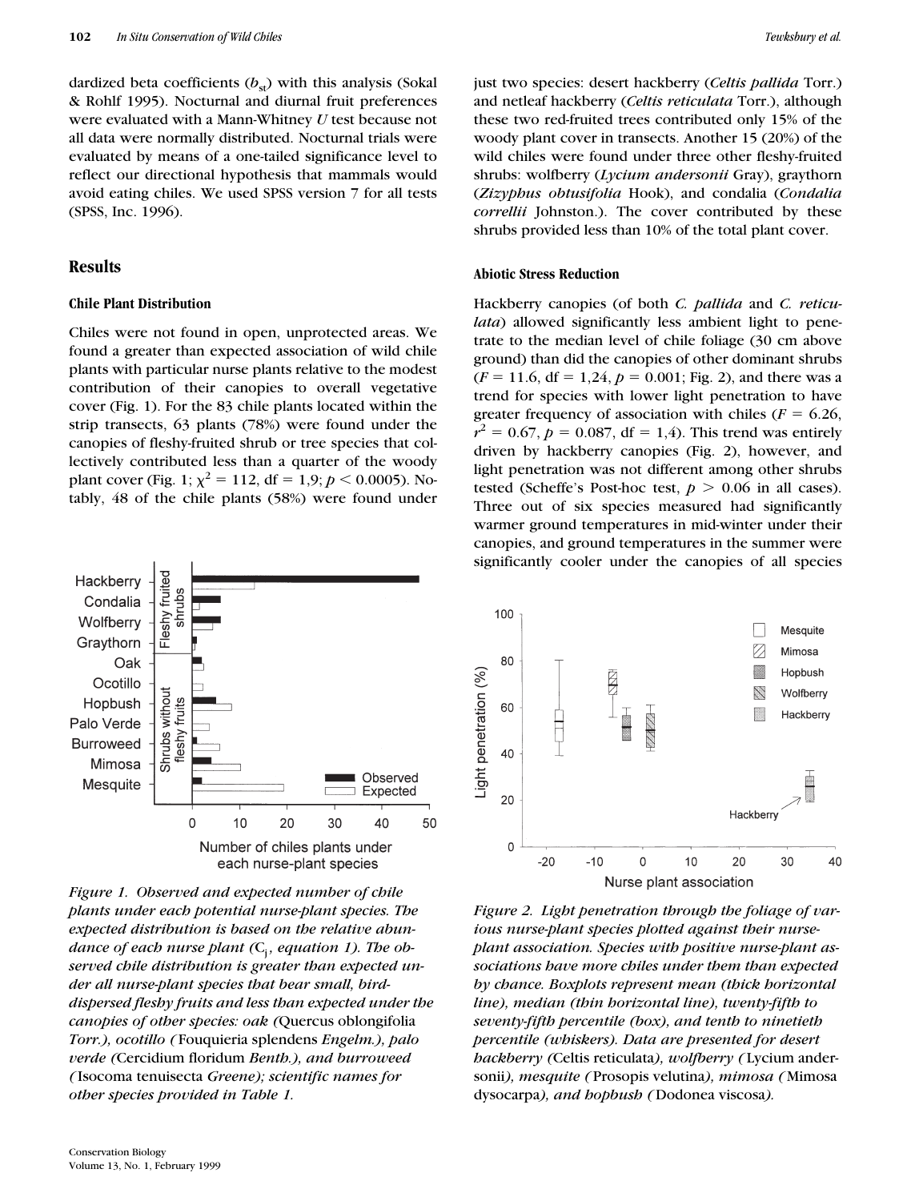dardized beta coefficients ($b_{st}$) with this analysis (Sokal & Rohlf 1995). Nocturnal and diurnal fruit preferences were evaluated with a Mann-Whitney $U$ test because not all data were normally distributed. Nocturnal trials were evaluated by means of a one-tailed significance level to reflect our directional hypothesis that mammals would avoid eating chiles. We used SPSS version 7 for all tests (SPSS, Inc. 1996).

## Results

### Chile Plant Distribution

Chiles were not found in open, unprotected areas. We found a greater than expected association of wild chile plants with particular nurse plants relative to the modest contribution of their canopies to overall vegetative cover (Fig. 1). For the 83 chile plants located within the strip transects, 63 plants (78%) were found under the canopies of fleshy-fruited shrub or tree species that collectively contributed less than a quarter of the woody plant cover (Fig. 1; $\chi^2 = 112$, df $= 1,9$; $p < 0.0005$). Notably, 48 of the chile plants (58%) were found under just two species: desert hackberry (*Celtis pallida* Torr.) and netleaf hackberry (*Celtis reticulata* Torr.), although these two red-fruited trees contributed only 15% of the woody plant cover in transects. Another 15 (20%) of the wild chiles were found under three other fleshy-fruited shrubs: wolfberry (*Lycium andersonii* Gray), graythorn (*Zizyphus obtusifolia* Hook), and condalia (*Condalia correllii* Johnston.). The cover contributed by these shrubs provided less than 10% of the total plant cover.

*Figure 1. Observed and expected number of chile plants under each potential nurse-plant species. The expected distribution is based on the relative abundance of each nurse plant ($C_j$, equation 1). The observed chile distribution is greater than expected under all nurse-plant species that bear small, bird-dispersed fleshy fruits and less than expected under the canopies of other species: oak (*Quercus oblongifolia *Torr.), ocotillo (*Fouquieria splendens *Engelm.), palo verde (*Cercidium floridum *Benth.), and burroweed (*Isocoma tenuisecta *Greene); scientific names for other species provided in Table 1.*

### Abiotic Stress Reduction

Hackberry canopies (of both *C. pallida* and *C. reticulata*) allowed significantly less ambient light to penetrate to the median level of chile foliage (30 cm above ground) than did the canopies of other dominant shrubs ($F = 11.6$, df $= 1,24$, $p = 0.001$; Fig. 2), and there was a trend for species with lower light penetration to have greater frequency of association with chiles ($F = 6.26$, $r^2 = 0.67$, $p = 0.087$, df $= 1,4$). This trend was entirely driven by hackberry canopies (Fig. 2), however, and light penetration was not different among other shrubs tested (Scheffe's Post-hoc test, $p > 0.06$ in all cases). Three out of six species measured had significantly warmer ground temperatures in mid-winter under their canopies, and ground temperatures in the summer were significantly cooler under the canopies of all species

*Figure 2. Light penetration through the foliage of various nurse-plant species plotted against their nurse-plant association. Species with positive nurse-plant associations have more chiles under them than expected by chance. Boxplots represent mean (thick horizontal line), median (thin horizontal line), twenty-fifth to seventy-fifth percentile (box), and tenth to ninetieth percentile (whiskers). Data are presented for desert hackberry (*Celtis reticulata*), wolfberry (*Lycium andersonii*), mesquite (*Prosopis velutina*), mimosa (*Mimosa dysocarpa*), and hopbush (*Dodonea viscosa*).*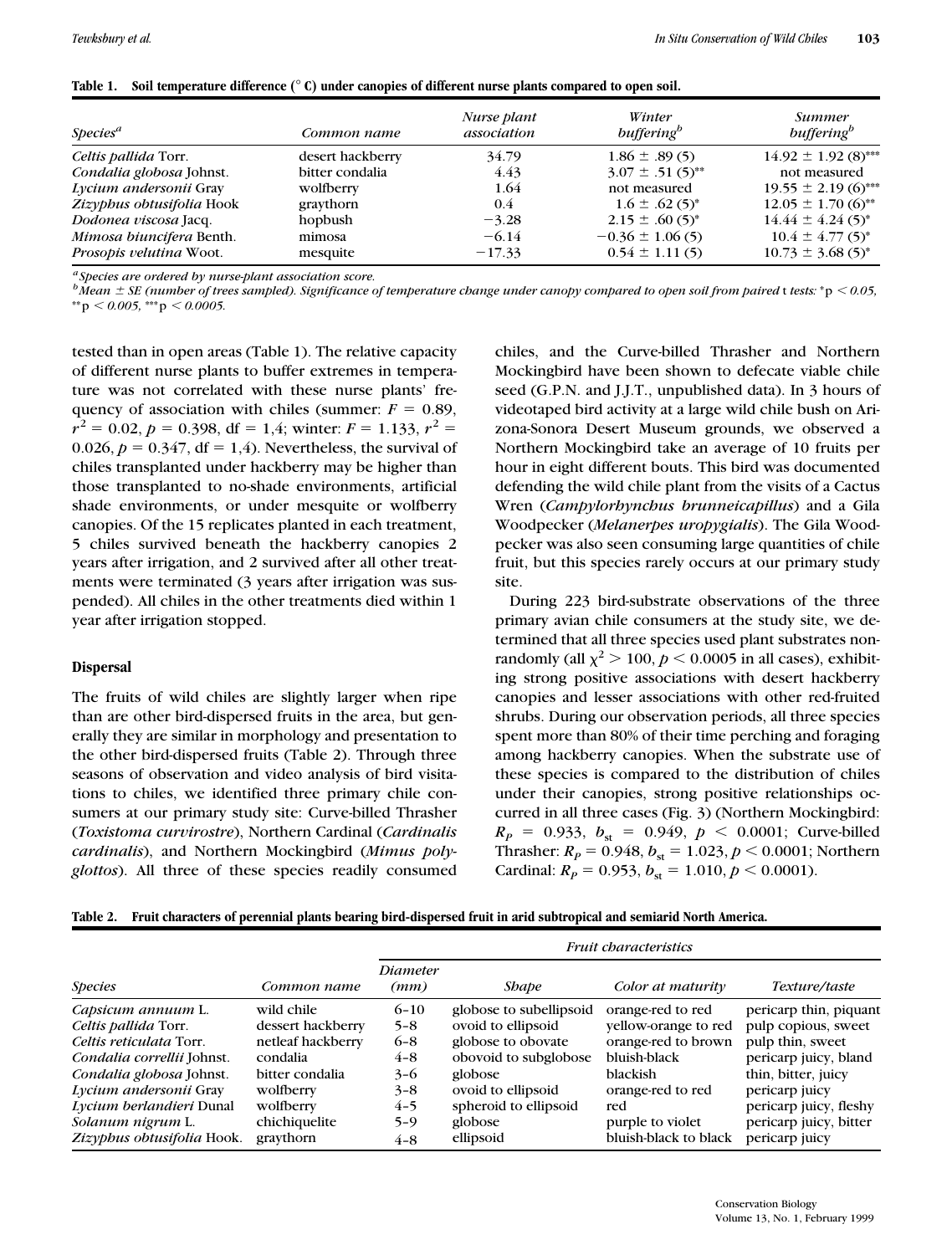**Table 1. Soil temperature difference (° C) under canopies of different nurse plants compared to open soil.**

| Species[a] | Common name | Nurse plant association | Winter buffering[b] | Summer buffering[b] |
|---|---|---|---|---|
| *Celtis pallida* Torr. | desert hackberry | 34.79 | 1.86 ± .89 (5) | 14.92 ± 1.92 (8)*** |
| *Condalia globosa* Johnst. | bitter condalia | 4.43 | 3.07 ± .51 (5)** | not measured |
| *Lycium andersonii* Gray | wolfberry | 1.64 | not measured | 19.55 ± 2.19 (6)*** |
| *Zizyphus obtusifolia* Hook | graythorn | 0.4 | 1.6 ± .62 (5)* | 12.05 ± 1.70 (6)** |
| *Dodonea viscosa* Jacq. | hopbush | −3.28 | 2.15 ± .60 (5)* | 14.44 ± 4.24 (5)* |
| *Mimosa biuncifera* Benth. | mimosa | −6.14 | −0.36 ± 1.06 (5) | 10.4 ± 4.77 (5)* |
| *Prosopis velutina* Woot. | mesquite | −17.33 | 0.54 ± 1.11 (5) | 10.73 ± 3.68 (5)* |

[a] *Species are ordered by nurse-plant association score.*
[b] *Mean ± SE (number of trees sampled). Significance of temperature change under canopy compared to open soil from paired* t *tests:* *$p < 0.05$, **$p < 0.005$, ***$p < 0.0005$.

tested than in open areas (Table 1). The relative capacity of different nurse plants to buffer extremes in temperature was not correlated with these nurse plants' frequency of association with chiles (summer: $F = 0.89$, $r^2 = 0.02$, $p = 0.398$, df = 1,4; winter: $F = 1.133$, $r^2 = 0.026$, $p = 0.347$, df = 1,4). Nevertheless, the survival of chiles transplanted under hackberry may be higher than those transplanted to no-shade environments, artificial shade environments, or under mesquite or wolfberry canopies. Of the 15 replicates planted in each treatment, 5 chiles survived beneath the hackberry canopies 2 years after irrigation, and 2 survived after all other treatments were terminated (3 years after irrigation was suspended). All chiles in the other treatments died within 1 year after irrigation stopped.

### Dispersal

The fruits of wild chiles are slightly larger when ripe than are other bird-dispersed fruits in the area, but generally they are similar in morphology and presentation to the other bird-dispersed fruits (Table 2). Through three seasons of observation and video analysis of bird visitations to chiles, we identified three primary chile consumers at our primary study site: Curve-billed Thrasher (*Toxistoma curvirostre*), Northern Cardinal (*Cardinalis cardinalis*), and Northern Mockingbird (*Mimus polyglottos*). All three of these species readily consumed chiles, and the Curve-billed Thrasher and Northern Mockingbird have been shown to defecate viable chile seed (G.P.N. and J.J.T., unpublished data). In 3 hours of videotaped bird activity at a large wild chile bush on Arizona-Sonora Desert Museum grounds, we observed a Northern Mockingbird take an average of 10 fruits per hour in eight different bouts. This bird was documented defending the wild chile plant from the visits of a Cactus Wren (*Campylorhynchus brunneicapillus*) and a Gila Woodpecker (*Melanerpes uropygialis*). The Gila Woodpecker was also seen consuming large quantities of chile fruit, but this species rarely occurs at our primary study site.

During 223 bird-substrate observations of the three primary avian chile consumers at the study site, we determined that all three species used plant substrates nonrandomly (all $\chi^2 > 100$, $p < 0.0005$ in all cases), exhibiting strong positive associations with desert hackberry canopies and lesser associations with other red-fruited shrubs. During our observation periods, all three species spent more than 80% of their time perching and foraging among hackberry canopies. When the substrate use of these species is compared to the distribution of chiles under their canopies, strong positive relationships occurred in all three cases (Fig. 3) (Northern Mockingbird: $R_P = 0.933$, $b_{st} = 0.949$, $p < 0.0001$; Curve-billed Thrasher: $R_P = 0.948$, $b_{st} = 1.023$, $p < 0.0001$; Northern Cardinal: $R_P = 0.953$, $b_{st} = 1.010$, $p < 0.0001$).

**Table 2. Fruit characters of perennial plants bearing bird-dispersed fruit in arid subtropical and semiarid North America.**

| | | *Fruit characteristics* | | | |
|---|---|---|---|---|---|
| *Species* | *Common name* | *Diameter (mm)* | *Shape* | *Color at maturity* | *Texture/taste* |
| *Capsicum annuum* L. | wild chile | 6–10 | globose to subellipsoid | orange-red to red | pericarp thin, piquant |
| *Celtis pallida* Torr. | dessert hackberry | 5–8 | ovoid to ellipsoid | yellow-orange to red | pulp copious, sweet |
| *Celtis reticulata* Torr. | netleaf hackberry | 6–8 | globose to obovate | orange-red to brown | pulp thin, sweet |
| *Condalia correllii* Johnst. | condalia | 4–8 | obovoid to subglobose | bluish-black | pericarp juicy, bland |
| *Condalia globosa* Johnst. | bitter condalia | 3–6 | globose | blackish | thin, bitter, juicy |
| *Lycium andersonii* Gray | wolfberry | 3–8 | ovoid to ellipsoid | orange-red to red | pericarp juicy |
| *Lycium berlandieri* Dunal | wolfberry | 4–5 | spheroid to ellipsoid | red | pericarp juicy, fleshy |
| *Solanum nigrum* L. | chichiquelite | 5–9 | globose | purple to violet | pericarp juicy, bitter |
| *Zizyphus obtusifolia* Hook. | graythorn | 4–8 | ellipsoid | bluish-black to black | pericarp juicy |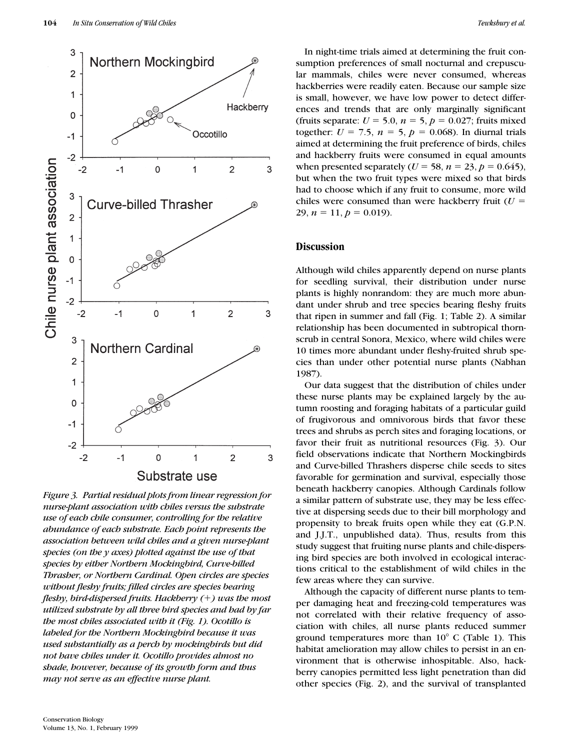*Figure 3. Partial residual plots from linear regression for nurse-plant association with chiles versus the substrate use of each chile consumer, controlling for the relative abundance of each substrate. Each point represents the association between wild chiles and a given nurse-plant species (on the y axes) plotted against the use of that species by either Northern Mockingbird, Curve-billed Thrasher, or Northern Cardinal. Open circles are species without fleshy fruits; filled circles are species bearing fleshy, bird-dispersed fruits. Hackberry (+) was the most utilized substrate by all three bird species and had by far the most chiles associated with it (Fig. 1). Ocotillo is labeled for the Northern Mockingbird because it was used substantially as a perch by mockingbirds but did not have chiles under it. Ocotillo provides almost no shade, however, because of its growth form and thus may not serve as an effective nurse plant.*

In night-time trials aimed at determining the fruit consumption preferences of small nocturnal and crepuscular mammals, chiles were never consumed, whereas hackberries were readily eaten. Because our sample size is small, however, we have low power to detect differences and trends that are only marginally significant (fruits separate: $U = 5.0$, $n = 5$, $p = 0.027$; fruits mixed together: $U = 7.5$, $n = 5$, $p = 0.068$). In diurnal trials aimed at determining the fruit preference of birds, chiles and hackberry fruits were consumed in equal amounts when presented separately ($U = 58$, $n = 23$, $p = 0.645$), but when the two fruit types were mixed so that birds had to choose which if any fruit to consume, more wild chiles were consumed than were hackberry fruit ($U = 29$, $n = 11$, $p = 0.019$).

## Discussion

Although wild chiles apparently depend on nurse plants for seedling survival, their distribution under nurse plants is highly nonrandom: they are much more abundant under shrub and tree species bearing fleshy fruits that ripen in summer and fall (Fig. 1; Table 2). A similar relationship has been documented in subtropical thornscrub in central Sonora, Mexico, where wild chiles were 10 times more abundant under fleshy-fruited shrub species than under other potential nurse plants (Nabhan 1987).

Our data suggest that the distribution of chiles under these nurse plants may be explained largely by the autumn roosting and foraging habitats of a particular guild of frugivorous and omnivorous birds that favor these trees and shrubs as perch sites and foraging locations, or favor their fruit as nutritional resources (Fig. 3). Our field observations indicate that Northern Mockingbirds and Curve-billed Thrashers disperse chile seeds to sites favorable for germination and survival, especially those beneath hackberry canopies. Although Cardinals follow a similar pattern of substrate use, they may be less effective at dispersing seeds due to their bill morphology and propensity to break fruits open while they eat (G.P.N. and J.J.T., unpublished data). Thus, results from this study suggest that fruiting nurse plants and chile-dispersing bird species are both involved in ecological interactions critical to the establishment of wild chiles in the few areas where they can survive.

Although the capacity of different nurse plants to temper damaging heat and freezing-cold temperatures was not correlated with their relative frequency of association with chiles, all nurse plants reduced summer ground temperatures more than 10° C (Table 1). This habitat amelioration may allow chiles to persist in an environment that is otherwise inhospitable. Also, hackberry canopies permitted less light penetration than did other species (Fig. 2), and the survival of transplanted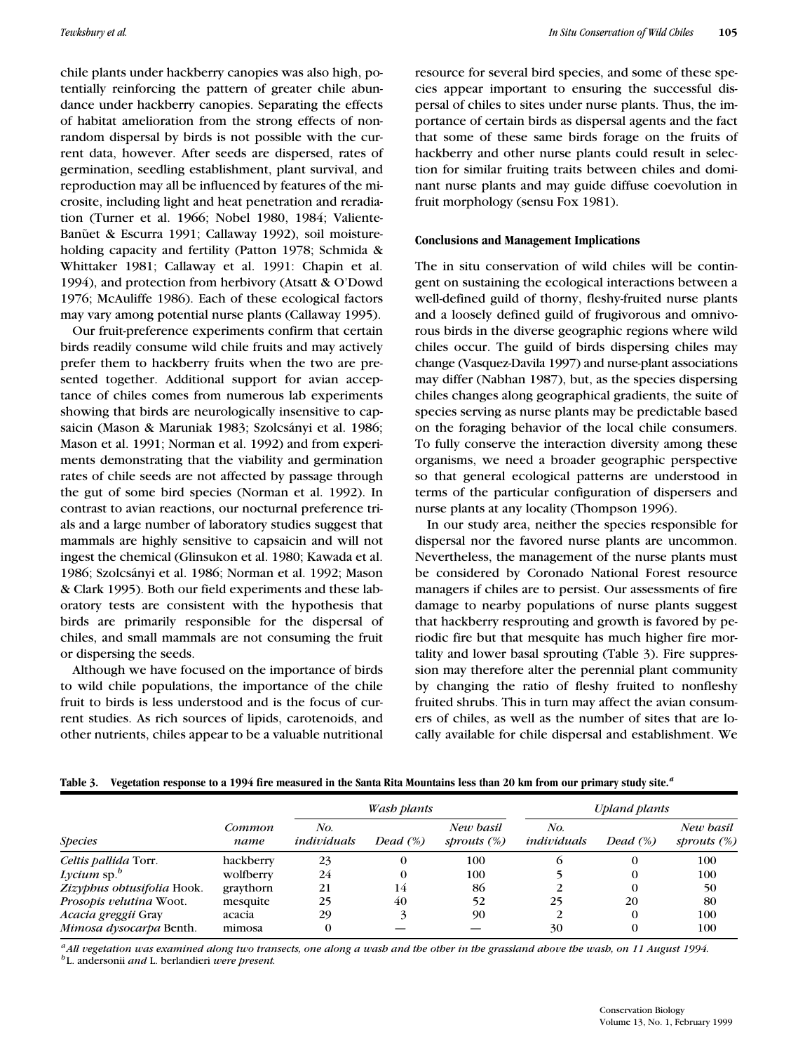chile plants under hackberry canopies was also high, potentially reinforcing the pattern of greater chile abundance under hackberry canopies. Separating the effects of habitat amelioration from the strong effects of nonrandom dispersal by birds is not possible with the current data, however. After seeds are dispersed, rates of germination, seedling establishment, plant survival, and reproduction may all be influenced by features of the microsite, including light and heat penetration and reradiation (Turner et al. 1966; Nobel 1980, 1984; Valiente-Banũet & Escurra 1991; Callaway 1992), soil moisture-holding capacity and fertility (Patton 1978; Schmida & Whittaker 1981; Callaway et al. 1991: Chapin et al. 1994), and protection from herbivory (Atsatt & O'Dowd 1976; McAuliffe 1986). Each of these ecological factors may vary among potential nurse plants (Callaway 1995).

Our fruit-preference experiments confirm that certain birds readily consume wild chile fruits and may actively prefer them to hackberry fruits when the two are presented together. Additional support for avian acceptance of chiles comes from numerous lab experiments showing that birds are neurologically insensitive to capsaicin (Mason & Maruniak 1983; Szolcsányi et al. 1986; Mason et al. 1991; Norman et al. 1992) and from experiments demonstrating that the viability and germination rates of chile seeds are not affected by passage through the gut of some bird species (Norman et al. 1992). In contrast to avian reactions, our nocturnal preference trials and a large number of laboratory studies suggest that mammals are highly sensitive to capsaicin and will not ingest the chemical (Glinsukon et al. 1980; Kawada et al. 1986; Szolcsányi et al. 1986; Norman et al. 1992; Mason & Clark 1995). Both our field experiments and these laboratory tests are consistent with the hypothesis that birds are primarily responsible for the dispersal of chiles, and small mammals are not consuming the fruit or dispersing the seeds.

Although we have focused on the importance of birds to wild chile populations, the importance of the chile fruit to birds is less understood and is the focus of current studies. As rich sources of lipids, carotenoids, and other nutrients, chiles appear to be a valuable nutritional resource for several bird species, and some of these species appear important to ensuring the successful dispersal of chiles to sites under nurse plants. Thus, the importance of certain birds as dispersal agents and the fact that some of these same birds forage on the fruits of hackberry and other nurse plants could result in selection for similar fruiting traits between chiles and dominant nurse plants and may guide diffuse coevolution in fruit morphology (sensu Fox 1981).

## Conclusions and Management Implications

The in situ conservation of wild chiles will be contingent on sustaining the ecological interactions between a well-defined guild of thorny, fleshy-fruited nurse plants and a loosely defined guild of frugivorous and omnivorous birds in the diverse geographic regions where wild chiles occur. The guild of birds dispersing chiles may change (Vasquez-Davila 1997) and nurse-plant associations may differ (Nabhan 1987), but, as the species dispersing chiles changes along geographical gradients, the suite of species serving as nurse plants may be predictable based on the foraging behavior of the local chile consumers. To fully conserve the interaction diversity among these organisms, we need a broader geographic perspective so that general ecological patterns are understood in terms of the particular configuration of dispersers and nurse plants at any locality (Thompson 1996).

In our study area, neither the species responsible for dispersal nor the favored nurse plants are uncommon. Nevertheless, the management of the nurse plants must be considered by Coronado National Forest resource managers if chiles are to persist. Our assessments of fire damage to nearby populations of nurse plants suggest that hackberry resprouting and growth is favored by periodic fire but that mesquite has much higher fire mortality and lower basal sprouting (Table 3). Fire suppression may therefore alter the perennial plant community by changing the ratio of fleshy fruited to nonfleshy fruited shrubs. This in turn may affect the avian consumers of chiles, as well as the number of sites that are locally available for chile dispersal and establishment. We

**Table 3. Vegetation response to a 1994 fire measured in the Santa Rita Mountains less than 20 km from our primary study site.[a]**

| | | Wash plants | | | Upland plants | | |
|---|---|---|---|---|---|---|---|
| *Species* | *Common name* | *No. individuals* | *Dead (%)* | *New basil sprouts (%)* | *No. individuals* | *Dead (%)* | *New basil sprouts (%)* |
| *Celtis pallida* Torr. | hackberry | 23 | 0 | 100 | 6 | 0 | 100 |
| *Lycium* sp.[b] | wolfberry | 24 | 0 | 100 | 5 | 0 | 100 |
| *Zizyphus obtusifolia* Hook. | graythorn | 21 | 14 | 86 | 2 | 0 | 50 |
| *Prosopis velutina* Woot. | mesquite | 25 | 40 | 52 | 25 | 20 | 80 |
| *Acacia greggii* Gray | acacia | 29 | 3 | 90 | 2 | 0 | 100 |
| *Mimosa dysocarpa* Benth. | mimosa | 0 | — | — | 30 | 0 | 100 |

[a]*All vegetation was examined along two transects, one along a wash and the other in the grassland above the wash, on 11 August 1994.*
[b]L. andersonii *and* L. berlandieri *were present.*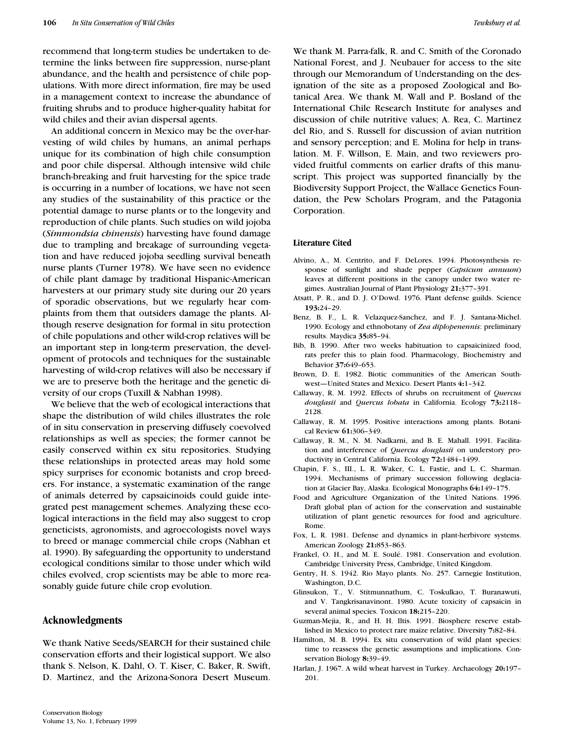recommend that long-term studies be undertaken to determine the links between fire suppression, nurse-plant abundance, and the health and persistence of chile populations. With more direct information, fire may be used in a management context to increase the abundance of fruiting shrubs and to produce higher-quality habitat for wild chiles and their avian dispersal agents.

An additional concern in Mexico may be the over-harvesting of wild chiles by humans, an animal perhaps unique for its combination of high chile consumption and poor chile dispersal. Although intensive wild chile branch-breaking and fruit harvesting for the spice trade is occurring in a number of locations, we have not seen any studies of the sustainability of this practice or the potential damage to nurse plants or to the longevity and reproduction of chile plants. Such studies on wild jojoba (*Simmondsia chinensis*) harvesting have found damage due to trampling and breakage of surrounding vegetation and have reduced jojoba seedling survival beneath nurse plants (Turner 1978). We have seen no evidence of chile plant damage by traditional Hispanic-American harvesters at our primary study site during our 20 years of sporadic observations, but we regularly hear complaints from them that outsiders damage the plants. Although reserve designation for formal in situ protection of chile populations and other wild-crop relatives will be an important step in long-term preservation, the development of protocols and techniques for the sustainable harvesting of wild-crop relatives will also be necessary if we are to preserve both the heritage and the genetic diversity of our crops (Tuxill & Nabhan 1998).

We believe that the web of ecological interactions that shape the distribution of wild chiles illustrates the role of in situ conservation in preserving diffusely coevolved relationships as well as species; the former cannot be easily conserved within ex situ repositories. Studying these relationships in protected areas may hold some spicy surprises for economic botanists and crop breeders. For instance, a systematic examination of the range of animals deterred by capsaicinoids could guide integrated pest management schemes. Analyzing these ecological interactions in the field may also suggest to crop geneticists, agronomists, and agroecologists novel ways to breed or manage commercial chile crops (Nabhan et al. 1990). By safeguarding the opportunity to understand ecological conditions similar to those under which wild chiles evolved, crop scientists may be able to more reasonably guide future chile crop evolution.

## Acknowledgments

We thank Native Seeds/SEARCH for their sustained chile conservation efforts and their logistical support. We also thank S. Nelson, K. Dahl, O. T. Kiser, C. Baker, R. Swift, D. Martinez, and the Arizona-Sonora Desert Museum. We thank M. Parra-falk, R. and C. Smith of the Coronado National Forest, and J. Neubauer for access to the site through our Memorandum of Understanding on the designation of the site as a proposed Zoological and Botanical Area. We thank M. Wall and P. Bosland of the International Chile Research Institute for analyses and discussion of chile nutritive values; A. Rea, C. Martinez del Rio, and S. Russell for discussion of avian nutrition and sensory perception; and E. Molina for help in translation. M. F. Willson, E. Main, and two reviewers provided fruitful comments on earlier drafts of this manuscript. This project was supported financially by the Biodiversity Support Project, the Wallace Genetics Foundation, the Pew Scholars Program, and the Patagonia Corporation.

## Literature Cited

Alvino, A., M. Centrito, and F. DeLores. 1994. Photosynthesis response of sunlight and shade pepper (*Capsicum annuum*) leaves at different positions in the canopy under two water regimes. Australian Journal of Plant Physiology **21:**377–391.

Atsatt, P. R., and D. J. O'Dowd. 1976. Plant defense guilds. Science **193:**24–29.

Benz, B. F., L. R. Velazquez-Sanchez, and F. J. Santana-Michel. 1990. Ecology and ethnobotany of *Zea diplopenennis*: preliminary results. Maydica **35:**85–94.

Bib, B. 1990. After two weeks habituation to capsaicinized food, rats prefer this to plain food. Pharmacology, Biochemistry and Behavior **37:**649–653.

Brown, D. E. 1982. Biotic communities of the American Southwest—United States and Mexico. Desert Plants **4:**1–342.

Callaway, R. M. 1992. Effects of shrubs on recruitment of *Quercus douglasii* and *Quercus lobata* in California. Ecology **73:**2118–2128.

Callaway, R. M. 1995. Positive interactions among plants. Botanical Review **61:**306–349.

Callaway, R. M., N. M. Nadkarni, and B. E. Mahall. 1991. Facilitation and interference of *Quercus douglasii* on understory productivity in Central California. Ecology **72:**1484–1499.

Chapin, F. S., III., L. R. Waker, C. L. Fastie, and L. C. Sharman. 1994. Mechanisms of primary succession following deglaciation at Glacier Bay, Alaska. Ecological Monographs **64:**149–175.

Food and Agriculture Organization of the United Nations. 1996. Draft global plan of action for the conservation and sustainable utilization of plant genetic resources for food and agriculture. Rome.

Fox, L. R. 1981. Defense and dynamics in plant-herbivore systems. American Zoology **21:**853–863.

Frankel, O. H., and M. E. Soulé. 1981. Conservation and evolution. Cambridge University Press, Cambridge, United Kingdom.

Gentry, H. S. 1942. Rio Mayo plants. No. 257. Carnegie Institution, Washington, D.C.

Glinsukon, T., V. Stitmunnathum, C. Toskulkao, T. Buranawuti, and V. Tangkrisanavinont. 1980. Acute toxicity of capsaicin in several animal species. Toxicon **18:**215–220.

Guzman-Mejia, R., and H. H. Iltis. 1991. Biosphere reserve established in Mexico to protect rare maize relative. Diversity **7:**82–84.

Hamilton, M. B. 1994. Ex situ conservation of wild plant species: time to reassess the genetic assumptions and implications. Conservation Biology **8:**39–49.

Harlan, J. 1967. A wild wheat harvest in Turkey. Archaeology **20:**197–201.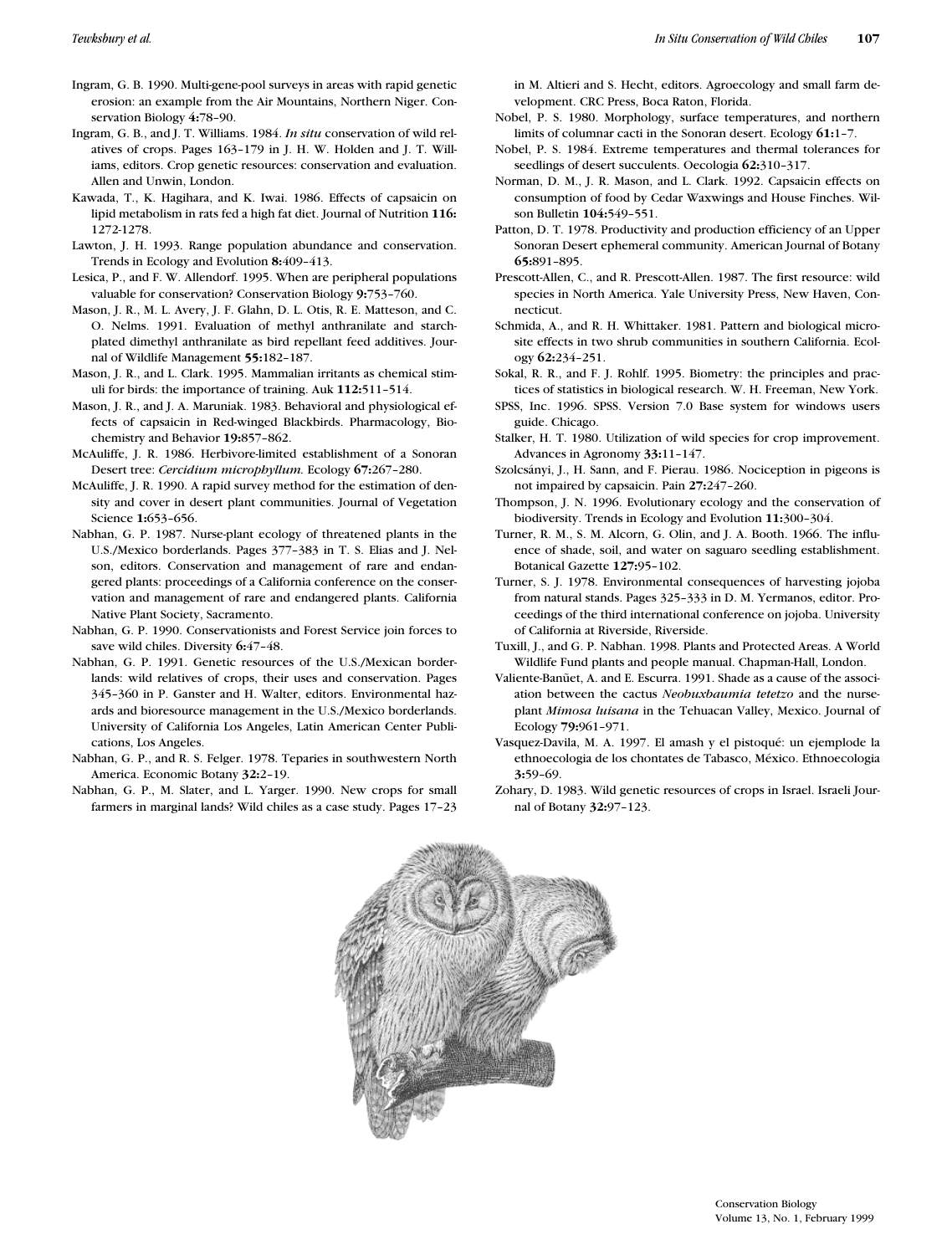Ingram, G. B. 1990. Multi-gene-pool surveys in areas with rapid genetic erosion: an example from the Air Mountains, Northern Niger. Conservation Biology **4:**78–90.

Ingram, G. B., and J. T. Williams. 1984. *In situ* conservation of wild relatives of crops. Pages 163–179 in J. H. W. Holden and J. T. Williams, editors. Crop genetic resources: conservation and evaluation. Allen and Unwin, London.

Kawada, T., K. Hagihara, and K. Iwai. 1986. Effects of capsaicin on lipid metabolism in rats fed a high fat diet. Journal of Nutrition **116:** 1272-1278.

Lawton, J. H. 1993. Range population abundance and conservation. Trends in Ecology and Evolution **8:**409–413.

Lesica, P., and F. W. Allendorf. 1995. When are peripheral populations valuable for conservation? Conservation Biology **9:**753–760.

Mason, J. R., M. L. Avery, J. F. Glahn, D. L. Otis, R. E. Matteson, and C. O. Nelms. 1991. Evaluation of methyl anthranilate and starch-plated dimethyl anthranilate as bird repellant feed additives. Journal of Wildlife Management **55:**182–187.

Mason, J. R., and L. Clark. 1995. Mammalian irritants as chemical stimuli for birds: the importance of training. Auk **112:**511–514.

Mason, J. R., and J. A. Maruniak. 1983. Behavioral and physiological effects of capsaicin in Red-winged Blackbirds. Pharmacology, Biochemistry and Behavior **19:**857–862.

McAuliffe, J. R. 1986. Herbivore-limited establishment of a Sonoran Desert tree: *Cercidium microphyllum.* Ecology **67:**267–280.

McAuliffe, J. R. 1990. A rapid survey method for the estimation of density and cover in desert plant communities. Journal of Vegetation Science **1:**653–656.

Nabhan, G. P. 1987. Nurse-plant ecology of threatened plants in the U.S./Mexico borderlands. Pages 377–383 in T. S. Elias and J. Nelson, editors. Conservation and management of rare and endangered plants: proceedings of a California conference on the conservation and management of rare and endangered plants. California Native Plant Society, Sacramento.

Nabhan, G. P. 1990. Conservationists and Forest Service join forces to save wild chiles. Diversity **6:**47–48.

Nabhan, G. P. 1991. Genetic resources of the U.S./Mexican borderlands: wild relatives of crops, their uses and conservation. Pages 345–360 in P. Ganster and H. Walter, editors. Environmental hazards and bioresource management in the U.S./Mexico borderlands. University of California Los Angeles, Latin American Center Publications, Los Angeles.

Nabhan, G. P., and R. S. Felger. 1978. Teparies in southwestern North America. Economic Botany **32:**2–19.

Nabhan, G. P., M. Slater, and L. Yarger. 1990. New crops for small farmers in marginal lands? Wild chiles as a case study. Pages 17–23 in M. Altieri and S. Hecht, editors. Agroecology and small farm development. CRC Press, Boca Raton, Florida.

Nobel, P. S. 1980. Morphology, surface temperatures, and northern limits of columnar cacti in the Sonoran desert. Ecology **61:**1–7.

Nobel, P. S. 1984. Extreme temperatures and thermal tolerances for seedlings of desert succulents. Oecologia **62:**310–317.

Norman, D. M., J. R. Mason, and L. Clark. 1992. Capsaicin effects on consumption of food by Cedar Waxwings and House Finches. Wilson Bulletin **104:**549–551.

Patton, D. T. 1978. Productivity and production efficiency of an Upper Sonoran Desert ephemeral community. American Journal of Botany **65:**891–895.

Prescott-Allen, C., and R. Prescott-Allen. 1987. The first resource: wild species in North America. Yale University Press, New Haven, Connecticut.

Schmida, A., and R. H. Whittaker. 1981. Pattern and biological microsite effects in two shrub communities in southern California. Ecology **62:**234–251.

Sokal, R. R., and F. J. Rohlf. 1995. Biometry: the principles and practices of statistics in biological research. W. H. Freeman, New York.

SPSS, Inc. 1996. SPSS. Version 7.0 Base system for windows users guide. Chicago.

Stalker, H. T. 1980. Utilization of wild species for crop improvement. Advances in Agronomy **33:**11–147.

Szolcsányi, J., H. Sann, and F. Pierau. 1986. Nociception in pigeons is not impaired by capsaicin. Pain **27:**247–260.

Thompson, J. N. 1996. Evolutionary ecology and the conservation of biodiversity. Trends in Ecology and Evolution **11:**300–304.

Turner, R. M., S. M. Alcorn, G. Olin, and J. A. Booth. 1966. The influence of shade, soil, and water on saguaro seedling establishment. Botanical Gazette **127:**95–102.

Turner, S. J. 1978. Environmental consequences of harvesting jojoba from natural stands. Pages 325–333 in D. M. Yermanos, editor. Proceedings of the third international conference on jojoba. University of California at Riverside, Riverside.

Tuxill, J., and G. P. Nabhan. 1998. Plants and Protected Areas. A World Wildlife Fund plants and people manual. Chapman-Hall, London.

Valiente-Banũet, A. and E. Escurra. 1991. Shade as a cause of the association between the cactus *Neobuxbaumia tetetzo* and the nurse-plant *Mimosa luisana* in the Tehuacan Valley, Mexico. Journal of Ecology **79:**961–971.

Vasquez-Davila, M. A. 1997. El amash y el pistoqué: un ejemplode la ethnoecologia de los chontates de Tabasco, México. Ethnoecologia **3:**59–69.

Zohary, D. 1983. Wild genetic resources of crops in Israel. Israeli Journal of Botany **32:**97–123.